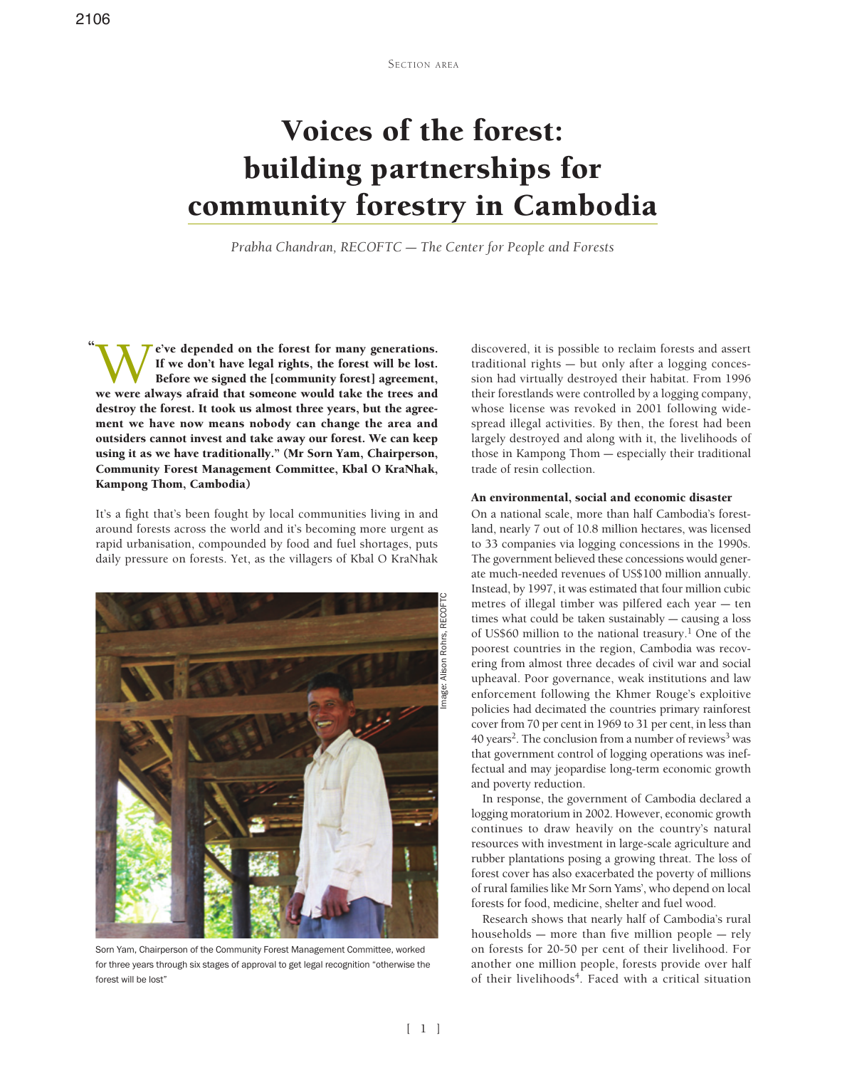# Voices of the forest: building partnerships for community forestry in Cambodia

*Prabha Chandran, RECOFTC — The Center for People and Forests*

**"We've depended on the forest for many generations. If we don't have legal rights, the forest will be lost. Before we signed the [community forest] agreement, we were always afraid that someone would take the trees and destroy the forest. It took us almost three years, but the agreement we have now means nobody can change the area and outsiders cannot invest and take away our forest. We can keep using it as we have traditionally." (Mr Sorn Yam, Chairperson, Community Forest Management Committee, Kbal O KraNhak, Kampong Thom, Cambodia)**

It's a fight that's been fought by local communities living in and around forests across the world and it's becoming more urgent as rapid urbanisation, compounded by food and fuel shortages, puts daily pressure on forests. Yet, as the villagers of Kbal O KraNhak discovered, it is possible to reclaim forests and assert traditional rights — but only after a logging concession had virtually destroyed their habitat. From 1996 their forestlands were controlled by a logging company, whose license was revoked in 2001 following widespread illegal activities. By then, the forest had been largely destroyed and along with it, the livelihoods of those in Kampong Thom — especially their traditional trade of resin collection.

Image: Alison Rohrs, RECOFTC

Sorn Yam, Chairperson of the Community Forest Management Committee, worked for three years through six stages of approval to get legal recognition "otherwise the forest will be lost"

### An environmental, social and economic disaster

On a national scale, more than half Cambodia's forestland, nearly 7 out of 10.8 million hectares, was licensed to 33 companies via logging concessions in the 1990s. The government believed these concessions would generate much-needed revenues of US$100 million annually. Instead, by 1997, it was estimated that four million cubic metres of illegal timber was pilfered each year — ten times what could be taken sustainably — causing a loss of US$60 million to the national treasury.[1] One of the poorest countries in the region, Cambodia was recovering from almost three decades of civil war and social upheaval. Poor governance, weak institutions and law enforcement following the Khmer Rouge's exploitive policies had decimated the countries primary rainforest cover from 70 per cent in 1969 to 31 per cent, in less than 40 years[2]. The conclusion from a number of reviews[3] was that government control of logging operations was ineffectual and may jeopardise long-term economic growth and poverty reduction.

In response, the government of Cambodia declared a logging moratorium in 2002. However, economic growth continues to draw heavily on the country's natural resources with investment in large-scale agriculture and rubber plantations posing a growing threat. The loss of forest cover has also exacerbated the poverty of millions of rural families like Mr Sorn Yams', who depend on local forests for food, medicine, shelter and fuel wood.

Research shows that nearly half of Cambodia's rural households — more than five million people — rely on forests for 20-50 per cent of their livelihood. For another one million people, forests provide over half of their livelihoods[4]. Faced with a critical situation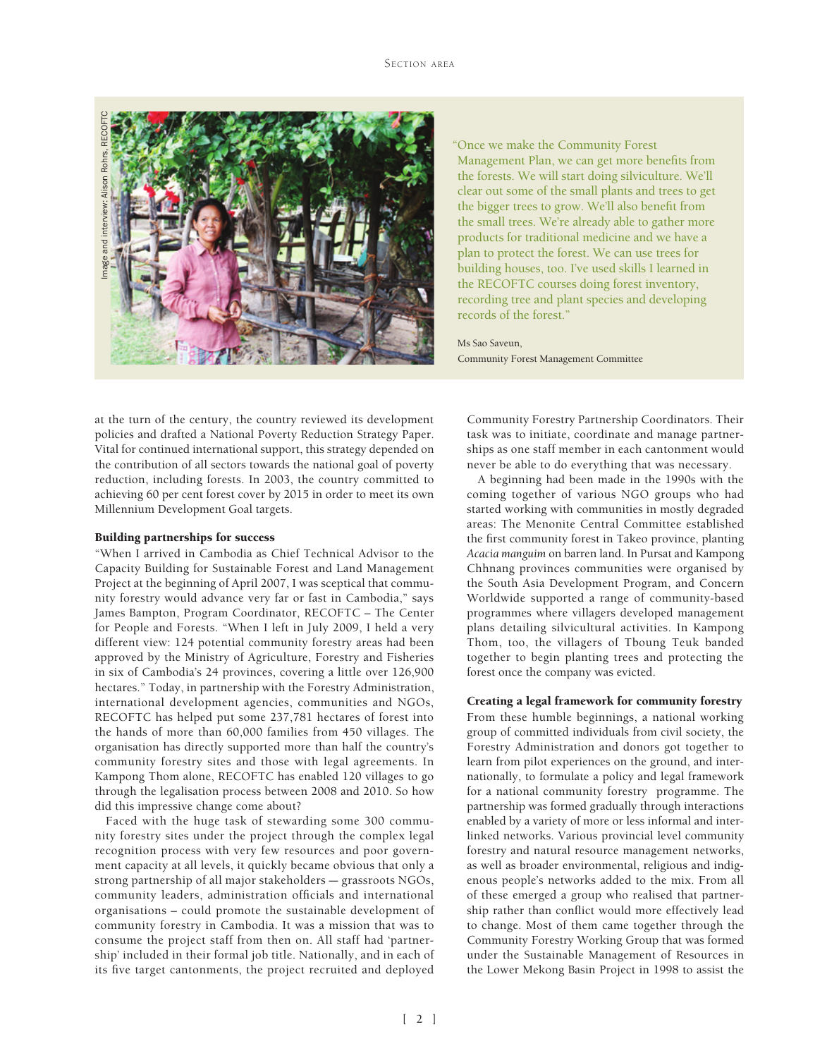Image and interview: Alison Rohrs, RECOFTC

"Once we make the Community Forest Management Plan, we can get more benefits from the forests. We will start doing silviculture. We'll clear out some of the small plants and trees to get the bigger trees to grow. We'll also benefit from the small trees. We're already able to gather more products for traditional medicine and we have a plan to protect the forest. We can use trees for building houses, too. I've used skills I learned in the RECOFTC courses doing forest inventory, recording tree and plant species and developing records of the forest."

Ms Sao Saveun,
Community Forest Management Committee

at the turn of the century, the country reviewed its development policies and drafted a National Poverty Reduction Strategy Paper. Vital for continued international support, this strategy depended on the contribution of all sectors towards the national goal of poverty reduction, including forests. In 2003, the country committed to achieving 60 per cent forest cover by 2015 in order to meet its own Millennium Development Goal targets.

### Building partnerships for success

"When I arrived in Cambodia as Chief Technical Advisor to the Capacity Building for Sustainable Forest and Land Management Project at the beginning of April 2007, I was sceptical that community forestry would advance very far or fast in Cambodia," says James Bampton, Program Coordinator, RECOFTC – The Center for People and Forests. "When I left in July 2009, I held a very different view: 124 potential community forestry areas had been approved by the Ministry of Agriculture, Forestry and Fisheries in six of Cambodia's 24 provinces, covering a little over 126,900 hectares." Today, in partnership with the Forestry Administration, international development agencies, communities and NGOs, RECOFTC has helped put some 237,781 hectares of forest into the hands of more than 60,000 families from 450 villages. The organisation has directly supported more than half the country's community forestry sites and those with legal agreements. In Kampong Thom alone, RECOFTC has enabled 120 villages to go through the legalisation process between 2008 and 2010. So how did this impressive change come about?

Faced with the huge task of stewarding some 300 community forestry sites under the project through the complex legal recognition process with very few resources and poor government capacity at all levels, it quickly became obvious that only a strong partnership of all major stakeholders — grassroots NGOs, community leaders, administration officials and international organisations – could promote the sustainable development of community forestry in Cambodia. It was a mission that was to consume the project staff from then on. All staff had 'partnership' included in their formal job title. Nationally, and in each of its five target cantonments, the project recruited and deployed Community Forestry Partnership Coordinators. Their task was to initiate, coordinate and manage partnerships as one staff member in each cantonment would never be able to do everything that was necessary.

A beginning had been made in the 1990s with the coming together of various NGO groups who had started working with communities in mostly degraded areas: The Menonite Central Committee established the first community forest in Takeo province, planting *Acacia manguim* on barren land. In Pursat and Kampong Chhnang provinces communities were organised by the South Asia Development Program, and Concern Worldwide supported a range of community-based programmes where villagers developed management plans detailing silvicultural activities. In Kampong Thom, too, the villagers of Tboung Teuk banded together to begin planting trees and protecting the forest once the company was evicted.

### Creating a legal framework for community forestry

From these humble beginnings, a national working group of committed individuals from civil society, the Forestry Administration and donors got together to learn from pilot experiences on the ground, and internationally, to formulate a policy and legal framework for a national community forestry programme. The partnership was formed gradually through interactions enabled by a variety of more or less informal and interlinked networks. Various provincial level community forestry and natural resource management networks, as well as broader environmental, religious and indigenous people's networks added to the mix. From all of these emerged a group who realised that partnership rather than conflict would more effectively lead to change. Most of them came together through the Community Forestry Working Group that was formed under the Sustainable Management of Resources in the Lower Mekong Basin Project in 1998 to assist the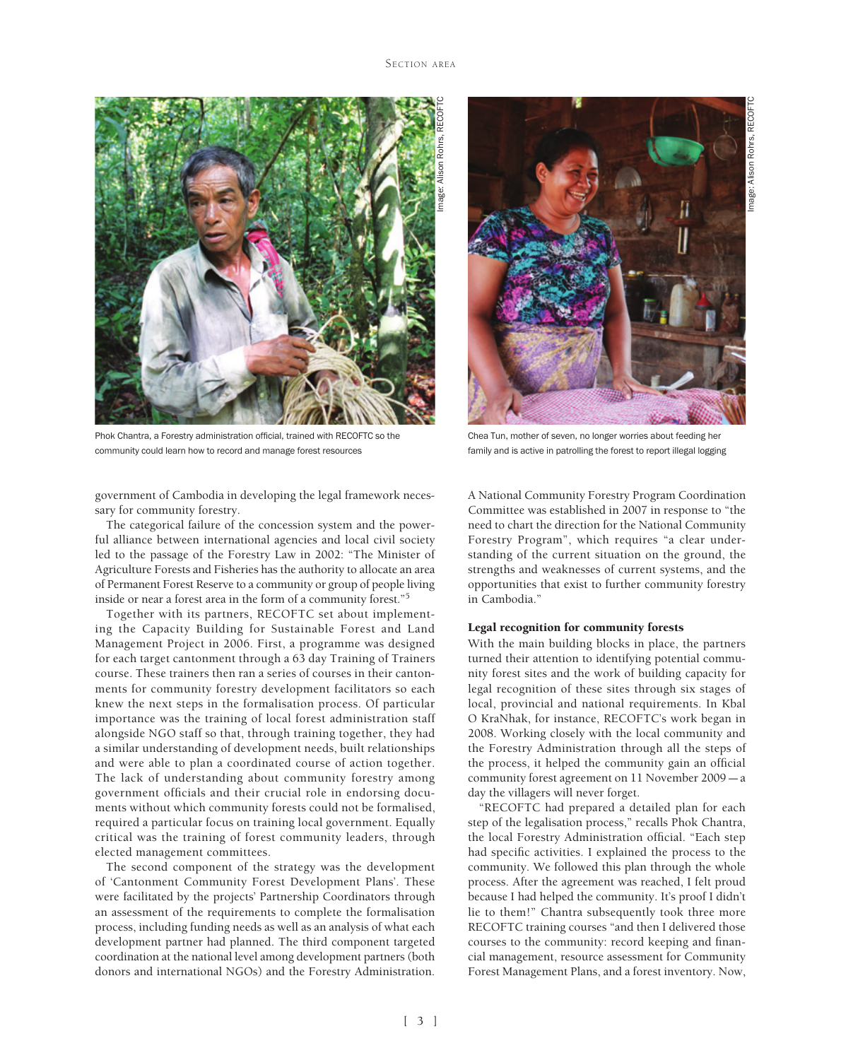Phok Chantra, a Forestry administration official, trained with RECOFTC so the community could learn how to record and manage forest resources

Chea Tun, mother of seven, no longer worries about feeding her family and is active in patrolling the forest to report illegal logging

government of Cambodia in developing the legal framework necessary for community forestry.

The categorical failure of the concession system and the powerful alliance between international agencies and local civil society led to the passage of the Forestry Law in 2002: "The Minister of Agriculture Forests and Fisheries has the authority to allocate an area of Permanent Forest Reserve to a community or group of people living inside or near a forest area in the form of a community forest."[5]

Together with its partners, RECOFTC set about implementing the Capacity Building for Sustainable Forest and Land Management Project in 2006. First, a programme was designed for each target cantonment through a 63 day Training of Trainers course. These trainers then ran a series of courses in their cantonments for community forestry development facilitators so each knew the next steps in the formalisation process. Of particular importance was the training of local forest administration staff alongside NGO staff so that, through training together, they had a similar understanding of development needs, built relationships and were able to plan a coordinated course of action together. The lack of understanding about community forestry among government officials and their crucial role in endorsing documents without which community forests could not be formalised, required a particular focus on training local government. Equally critical was the training of forest community leaders, through elected management committees.

The second component of the strategy was the development of 'Cantonment Community Forest Development Plans'. These were facilitated by the projects' Partnership Coordinators through an assessment of the requirements to complete the formalisation process, including funding needs as well as an analysis of what each development partner had planned. The third component targeted coordination at the national level among development partners (both donors and international NGOs) and the Forestry Administration.

A National Community Forestry Program Coordination Committee was established in 2007 in response to "the need to chart the direction for the National Community Forestry Program", which requires "a clear understanding of the current situation on the ground, the strengths and weaknesses of current systems, and the opportunities that exist to further community forestry in Cambodia."

## Legal recognition for community forests

With the main building blocks in place, the partners turned their attention to identifying potential community forest sites and the work of building capacity for legal recognition of these sites through six stages of local, provincial and national requirements. In Kbal O KraNhak, for instance, RECOFTC's work began in 2008. Working closely with the local community and the Forestry Administration through all the steps of the process, it helped the community gain an official community forest agreement on 11 November 2009 — a day the villagers will never forget.

"RECOFTC had prepared a detailed plan for each step of the legalisation process," recalls Phok Chantra, the local Forestry Administration official. "Each step had specific activities. I explained the process to the community. We followed this plan through the whole process. After the agreement was reached, I felt proud because I had helped the community. It's proof I didn't lie to them!" Chantra subsequently took three more RECOFTC training courses "and then I delivered those courses to the community: record keeping and financial management, resource assessment for Community Forest Management Plans, and a forest inventory. Now,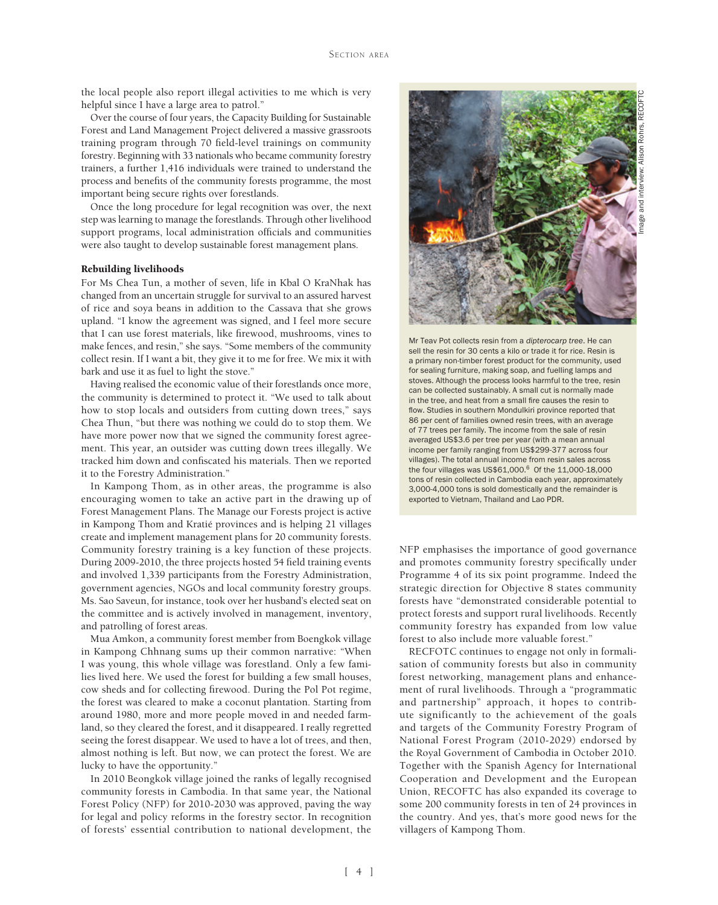the local people also report illegal activities to me which is very helpful since I have a large area to patrol."

Over the course of four years, the Capacity Building for Sustainable Forest and Land Management Project delivered a massive grassroots training program through 70 field-level trainings on community forestry. Beginning with 33 nationals who became community forestry trainers, a further 1,416 individuals were trained to understand the process and benefits of the community forests programme, the most important being secure rights over forestlands.

Once the long procedure for legal recognition was over, the next step was learning to manage the forestlands. Through other livelihood support programs, local administration officials and communities were also taught to develop sustainable forest management plans.

### Rebuilding livelihoods

For Ms Chea Tun, a mother of seven, life in Kbal O KraNhak has changed from an uncertain struggle for survival to an assured harvest of rice and soya beans in addition to the Cassava that she grows upland. "I know the agreement was signed, and I feel more secure that I can use forest materials, like firewood, mushrooms, vines to make fences, and resin," she says. "Some members of the community collect resin. If I want a bit, they give it to me for free. We mix it with bark and use it as fuel to light the stove."

Having realised the economic value of their forestlands once more, the community is determined to protect it. "We used to talk about how to stop locals and outsiders from cutting down trees," says Chea Thun, "but there was nothing we could do to stop them. We have more power now that we signed the community forest agreement. This year, an outsider was cutting down trees illegally. We tracked him down and confiscated his materials. Then we reported it to the Forestry Administration."

In Kampong Thom, as in other areas, the programme is also encouraging women to take an active part in the drawing up of Forest Management Plans. The Manage our Forests project is active in Kampong Thom and Kratié provinces and is helping 21 villages create and implement management plans for 20 community forests. Community forestry training is a key function of these projects. During 2009-2010, the three projects hosted 54 field training events and involved 1,339 participants from the Forestry Administration, government agencies, NGOs and local community forestry groups. Ms. Sao Saveun, for instance, took over her husband's elected seat on the committee and is actively involved in management, inventory, and patrolling of forest areas.

Mua Amkon, a community forest member from Boengkok village in Kampong Chhnang sums up their common narrative: "When I was young, this whole village was forestland. Only a few families lived here. We used the forest for building a few small houses, cow sheds and for collecting firewood. During the Pol Pot regime, the forest was cleared to make a coconut plantation. Starting from around 1980, more and more people moved in and needed farmland, so they cleared the forest, and it disappeared. I really regretted seeing the forest disappear. We used to have a lot of trees, and then, almost nothing is left. But now, we can protect the forest. We are lucky to have the opportunity."

In 2010 Beongkok village joined the ranks of legally recognised community forests in Cambodia. In that same year, the National Forest Policy (NFP) for 2010-2030 was approved, paving the way for legal and policy reforms in the forestry sector. In recognition of forests' essential contribution to national development, the NFP emphasises the importance of good governance and promotes community forestry specifically under Programme 4 of its six point programme. Indeed the strategic direction for Objective 8 states community forests have "demonstrated considerable potential to protect forests and support rural livelihoods. Recently community forestry has expanded from low value forest to also include more valuable forest."

RECFOTC continues to engage not only in formalisation of community forests but also in community forest networking, management plans and enhancement of rural livelihoods. Through a "programmatic and partnership" approach, it hopes to contribute significantly to the achievement of the goals and targets of the Community Forestry Program of National Forest Program (2010-2029) endorsed by the Royal Government of Cambodia in October 2010. Together with the Spanish Agency for International Cooperation and Development and the European Union, RECOFTC has also expanded its coverage to some 200 community forests in ten of 24 provinces in the country. And yes, that's more good news for the villagers of Kampong Thom.

Image and interview: Alison Rohrs, RECOFTC

Mr Teav Pot collects resin from a *dipterocarp tree*. He can sell the resin for 30 cents a kilo or trade it for rice. Resin is a primary non-timber forest product for the community, used for sealing furniture, making soap, and fuelling lamps and stoves. Although the process looks harmful to the tree, resin can be collected sustainably. A small cut is normally made in the tree, and heat from a small fire causes the resin to flow. Studies in southern Mondulkiri province reported that 86 per cent of families owned resin trees, with an average of 77 trees per family. The income from the sale of resin averaged US$3.6 per tree per year (with a mean annual income per family ranging from US$299-377 across four villages). The total annual income from resin sales across the four villages was US$61,000.[6] Of the 11,000-18,000 tons of resin collected in Cambodia each year, approximately 3,000-4,000 tons is sold domestically and the remainder is exported to Vietnam, Thailand and Lao PDR.